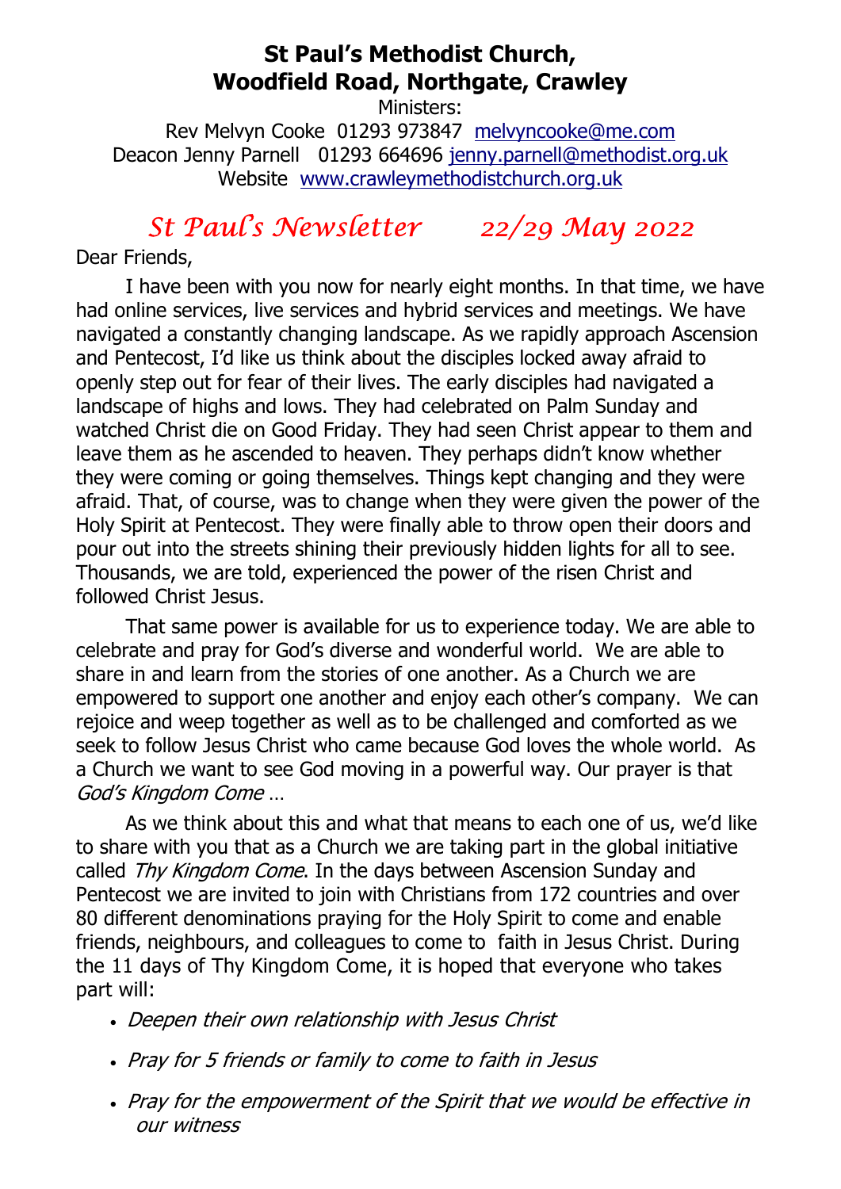# St Paul's Methodist Church, Woodfield Road, Northgate, Crawley

Ministers:

Rev Melvyn Cooke 01293 973847 melvyncooke@me.com
Deacon Jenny Parnell 01293 664696 jenny.parnell@methodist.org.uk
Website www.crawleymethodistchurch.org.uk

## *St Paul's Newsletter 22/29 May 2022*

Dear Friends,

I have been with you now for nearly eight months. In that time, we have had online services, live services and hybrid services and meetings. We have navigated a constantly changing landscape. As we rapidly approach Ascension and Pentecost, I'd like us think about the disciples locked away afraid to openly step out for fear of their lives. The early disciples had navigated a landscape of highs and lows. They had celebrated on Palm Sunday and watched Christ die on Good Friday. They had seen Christ appear to them and leave them as he ascended to heaven. They perhaps didn't know whether they were coming or going themselves. Things kept changing and they were afraid. That, of course, was to change when they were given the power of the Holy Spirit at Pentecost. They were finally able to throw open their doors and pour out into the streets shining their previously hidden lights for all to see. Thousands, we are told, experienced the power of the risen Christ and followed Christ Jesus.

That same power is available for us to experience today. We are able to celebrate and pray for God's diverse and wonderful world. We are able to share in and learn from the stories of one another. As a Church we are empowered to support one another and enjoy each other's company. We can rejoice and weep together as well as to be challenged and comforted as we seek to follow Jesus Christ who came because God loves the whole world. As a Church we want to see God moving in a powerful way. Our prayer is that *God's Kingdom Come* …

As we think about this and what that means to each one of us, we'd like to share with you that as a Church we are taking part in the global initiative called *Thy Kingdom Come*. In the days between Ascension Sunday and Pentecost we are invited to join with Christians from 172 countries and over 80 different denominations praying for the Holy Spirit to come and enable friends, neighbours, and colleagues to come to faith in Jesus Christ. During the 11 days of Thy Kingdom Come, it is hoped that everyone who takes part will:

- *Deepen their own relationship with Jesus Christ*
- *Pray for 5 friends or family to come to faith in Jesus*
- *Pray for the empowerment of the Spirit that we would be effective in our witness*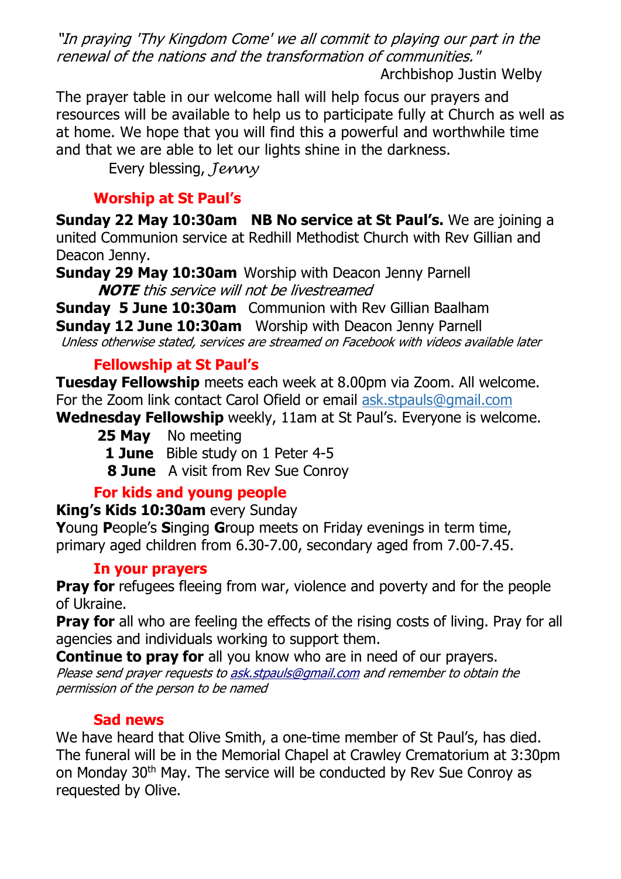*"In praying 'Thy Kingdom Come' we all commit to playing our part in the renewal of the nations and the transformation of communities."*

Archbishop Justin Welby

The prayer table in our welcome hall will help focus our prayers and resources will be available to help us to participate fully at Church as well as at home. We hope that you will find this a powerful and worthwhile time and that we are able to let our lights shine in the darkness.

Every blessing, *Jenny*

## Worship at St Paul's

**Sunday 22 May 10:30am NB No service at St Paul's.** We are joining a united Communion service at Redhill Methodist Church with Rev Gillian and Deacon Jenny.

**Sunday 29 May 10:30am** Worship with Deacon Jenny Parnell

***NOTE*** *this service will not be livestreamed*

**Sunday 5 June 10:30am** Communion with Rev Gillian Baalham

**Sunday 12 June 10:30am** Worship with Deacon Jenny Parnell

*Unless otherwise stated, services are streamed on Facebook with videos available later*

## Fellowship at St Paul's

**Tuesday Fellowship** meets each week at 8.00pm via Zoom. All welcome. For the Zoom link contact Carol Ofield or email ask.stpauls@gmail.com

**Wednesday Fellowship** weekly, 11am at St Paul's. Everyone is welcome.

- **25 May** No meeting
- **1 June** Bible study on 1 Peter 4-5
- **8 June** A visit from Rev Sue Conroy

## For kids and young people

**King's Kids 10:30am** every Sunday

**Y**oung **P**eople's **S**inging **G**roup meets on Friday evenings in term time, primary aged children from 6.30-7.00, secondary aged from 7.00-7.45.

## In your prayers

**Pray for** refugees fleeing from war, violence and poverty and for the people of Ukraine.

**Pray for** all who are feeling the effects of the rising costs of living. Pray for all agencies and individuals working to support them.

**Continue to pray for** all you know who are in need of our prayers.

*Please send prayer requests to ask.stpauls@gmail.com and remember to obtain the permission of the person to be named*

## Sad news

We have heard that Olive Smith, a one-time member of St Paul's, has died. The funeral will be in the Memorial Chapel at Crawley Crematorium at 3:30pm on Monday 30th May. The service will be conducted by Rev Sue Conroy as requested by Olive.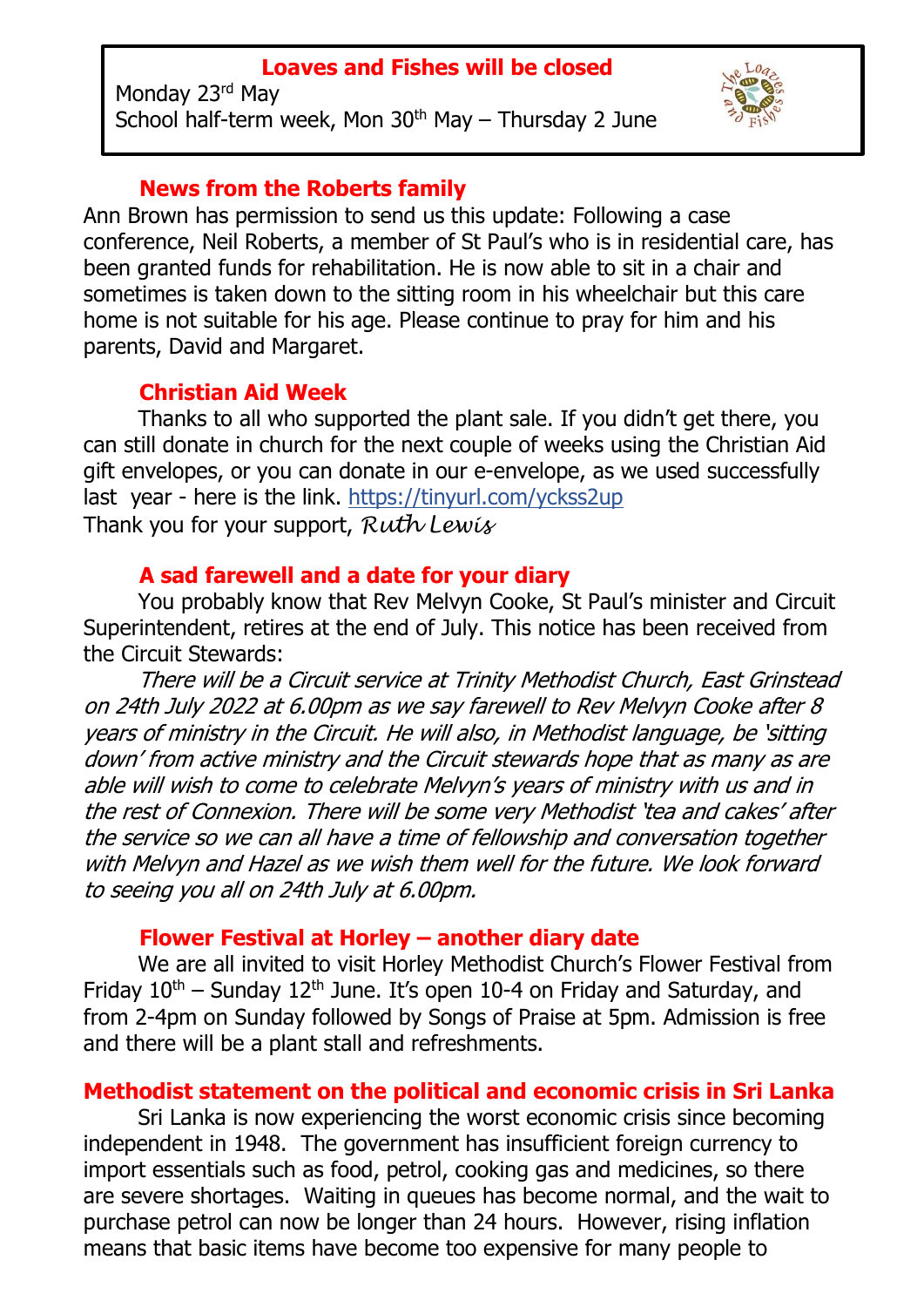**Loaves and Fishes will be closed**

Monday 23rd May
School half-term week, Mon 30th May – Thursday 2 June

### News from the Roberts family

Ann Brown has permission to send us this update: Following a case conference, Neil Roberts, a member of St Paul's who is in residential care, has been granted funds for rehabilitation. He is now able to sit in a chair and sometimes is taken down to the sitting room in his wheelchair but this care home is not suitable for his age. Please continue to pray for him and his parents, David and Margaret.

### Christian Aid Week

Thanks to all who supported the plant sale. If you didn't get there, you can still donate in church for the next couple of weeks using the Christian Aid gift envelopes, or you can donate in our e-envelope, as we used successfully last year - here is the link. https://tinyurl.com/ yckss2up
Thank you for your support, *Ruth Lewis*

### A sad farewell and a date for your diary

You probably know that Rev Melvyn Cooke, St Paul's minister and Circuit Superintendent, retires at the end of July. This notice has been received from the Circuit Stewards:

*There will be a Circuit service at Trinity Methodist Church, East Grinstead on 24th July 2022 at 6.00pm as we say farewell to Rev Melvyn Cooke after 8 years of ministry in the Circuit. He will also, in Methodist language, be 'sitting down' from active ministry and the Circuit stewards hope that as many as are able will wish to come to celebrate Melvyn's years of ministry with us and in the rest of Connexion. There will be some very Methodist 'tea and cakes' after the service so we can all have a time of fellowship and conversation together with Melvyn and Hazel as we wish them well for the future. We look forward to seeing you all on 24th July at 6.00pm.*

### Flower Festival at Horley – another diary date

We are all invited to visit Horley Methodist Church's Flower Festival from Friday 10th – Sunday 12th June. It's open 10-4 on Friday and Saturday, and from 2-4pm on Sunday followed by Songs of Praise at 5pm. Admission is free and there will be a plant stall and refreshments.

### Methodist statement on the political and economic crisis in Sri Lanka

Sri Lanka is now experiencing the worst economic crisis since becoming independent in 1948. The government has insufficient foreign currency to import essentials such as food, petrol, cooking gas and medicines, so there are severe shortages. Waiting in queues has become normal, and the wait to purchase petrol can now be longer than 24 hours. However, rising inflation means that basic items have become too expensive for many people to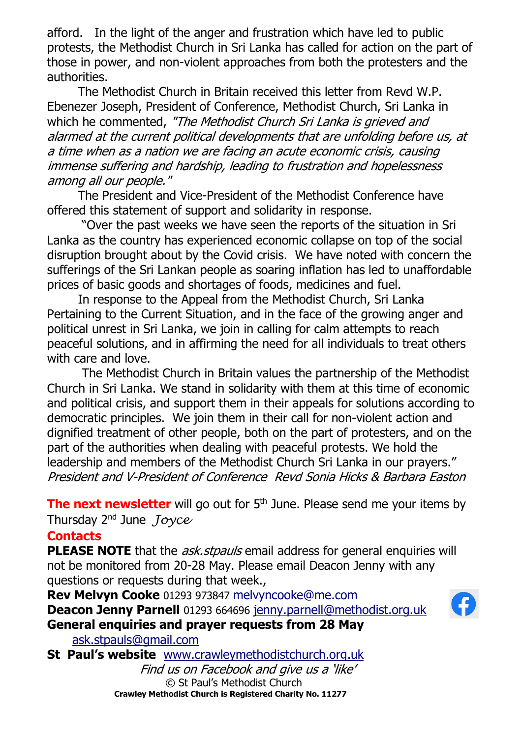afford. In the light of the anger and frustration which have led to public protests, the Methodist Church in Sri Lanka has called for action on the part of those in power, and non-violent approaches from both the protesters and the authorities.

The Methodist Church in Britain received this letter from Revd W.P. Ebenezer Joseph, President of Conference, Methodist Church, Sri Lanka in which he commented, *"The Methodist Church Sri Lanka is grieved and alarmed at the current political developments that are unfolding before us, at a time when as a nation we are facing an acute economic crisis, causing immense suffering and hardship, leading to frustration and hopelessness among all our people."*

The President and Vice-President of the Methodist Conference have offered this statement of support and solidarity in response.

"Over the past weeks we have seen the reports of the situation in Sri Lanka as the country has experienced economic collapse on top of the social disruption brought about by the Covid crisis. We have noted with concern the sufferings of the Sri Lankan people as soaring inflation has led to unaffordable prices of basic goods and shortages of foods, medicines and fuel.

In response to the Appeal from the Methodist Church, Sri Lanka Pertaining to the Current Situation, and in the face of the growing anger and political unrest in Sri Lanka, we join in calling for calm attempts to reach peaceful solutions, and in affirming the need for all individuals to treat others with care and love.

The Methodist Church in Britain values the partnership of the Methodist Church in Sri Lanka. We stand in solidarity with them at this time of economic and political crisis, and support them in their appeals for solutions according to democratic principles. We join them in their call for non-violent action and dignified treatment of other people, both on the part of protesters, and on the part of the authorities when dealing with peaceful protests. We hold the leadership and members of the Methodist Church Sri Lanka in our prayers."
*President and V-President of Conference Revd Sonia Hicks & Barbara Easton*

**The next newsletter** will go out for 5th June. Please send me your items by Thursday 2nd June *Joyce*

## Contacts

**PLEASE NOTE** that the *ask.stpauls* email address for general enquiries will not be monitored from 20-28 May. Please email Deacon Jenny with any questions or requests during that week.,

**Rev Melvyn Cooke** 01293 973847 melvyncooke@me.com
**Deacon Jenny Parnell** 01293 664696 jenny.parnell@methodist.org.uk
**General enquiries and prayer requests from 28 May**
ask.stpauls@gmail.com
**St Paul's website** www.crawleymethodistchurch.org.uk

*Find us on Facebook and give us a 'like'*

© St Paul's Methodist Church
**Crawley Methodist Church is Registered Charity No. 11277**